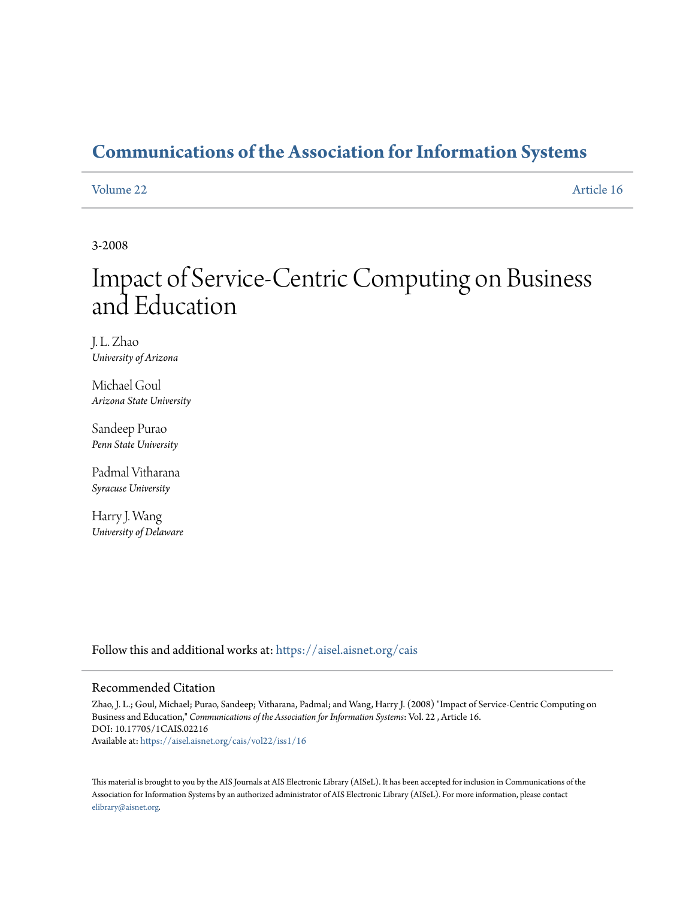# Communications of the Association for Information Systems

Volume 22 Article 16

3-2008

# Impact of Service-Centric Computing on Business and Education

J. L. Zhao
*University of Arizona*

Michael Goul
*Arizona State University*

Sandeep Purao
*Penn State University*

Padmal Vitharana
*Syracuse University*

Harry J. Wang
*University of Delaware*

Follow this and additional works at: https://aisel.aisnet.org/cais

## Recommended Citation

Zhao, J. L.; Goul, Michael; Purao, Sandeep; Vitharana, Padmal; and Wang, Harry J. (2008) "Impact of Service-Centric Computing on Business and Education," *Communications of the Association for Information Systems*: Vol. 22 , Article 16.
DOI: 10.17705/1CAIS.02216
Available at: https://aisel.aisnet.org/cais/vol22/iss1/16

This material is brought to you by the AIS Journals at AIS Electronic Library (AISeL). It has been accepted for inclusion in Communications of the Association for Information Systems by an authorized administrator of AIS Electronic Library (AISeL). For more information, please contact elibrary@aisnet.org.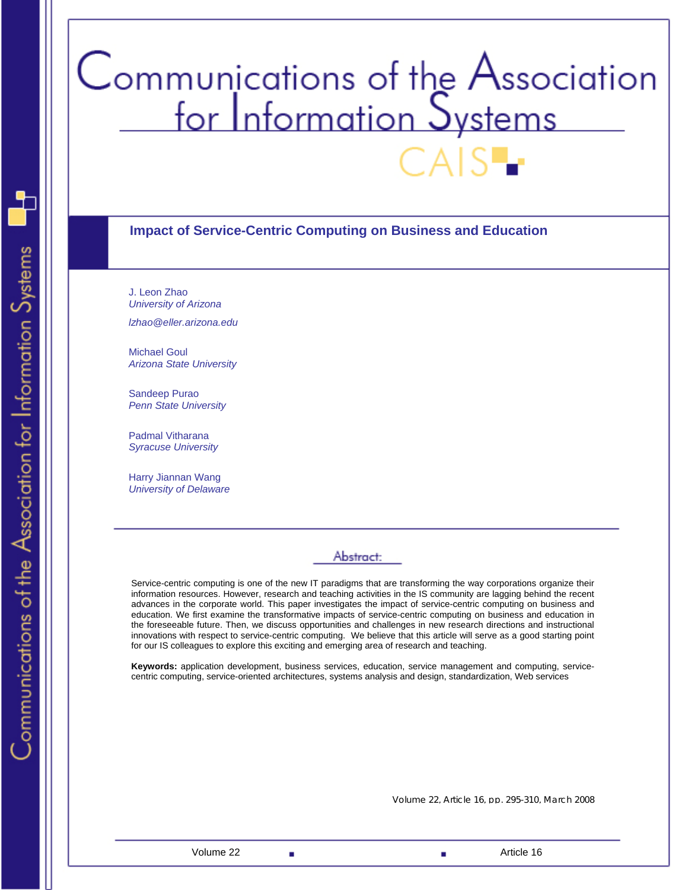# Communications of the Association for Information Systems

## Impact of Service-Centric Computing on Business and Education

J. Leon Zhao
*University of Arizona*

*lzhao@eller.arizona.edu*

Michael Goul
*Arizona State University*

Sandeep Purao
*Penn State University*

Padmal Vitharana
*Syracuse University*

Harry Jiannan Wang
*University of Delaware*

---

### Abstract:

Service-centric computing is one of the new IT paradigms that are transforming the way corporations organize their information resources. However, research and teaching activities in the IS community are lagging behind the recent advances in the corporate world. This paper investigates the impact of service-centric computing on business and education. We first examine the transformative impacts of service-centric computing on business and education in the foreseeable future. Then, we discuss opportunities and challenges in new research directions and instructional innovations with respect to service-centric computing. We believe that this article will serve as a good starting point for our IS colleagues to explore this exciting and emerging area of research and teaching.

**Keywords:** application development, business services, education, service management and computing, service-centric computing, service-oriented architectures, systems analysis and design, standardization, Web services

Volume 22, Article 16, pp. 295-310, March 2008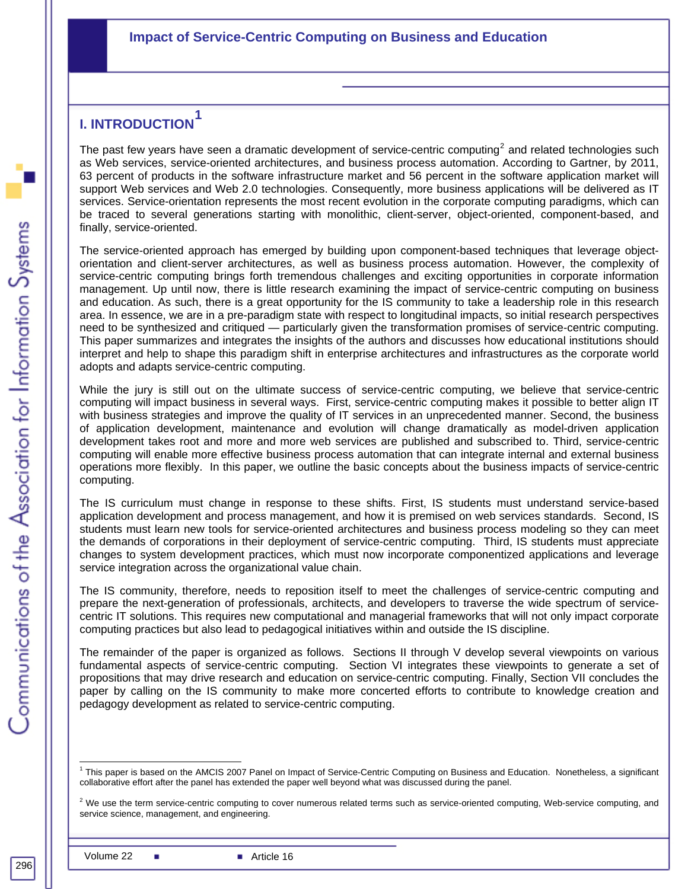## I. INTRODUCTION[1]

The past few years have seen a dramatic development of service-centric computing[2] and related technologies such as Web services, service-oriented architectures, and business process automation. According to Gartner, by 2011, 63 percent of products in the software infrastructure market and 56 percent in the software application market will support Web services and Web 2.0 technologies. Consequently, more business applications will be delivered as IT services. Service-orientation represents the most recent evolution in the corporate computing paradigms, which can be traced to several generations starting with monolithic, client-server, object-oriented, component-based, and finally, service-oriented.

The service-oriented approach has emerged by building upon component-based techniques that leverage object-orientation and client-server architectures, as well as business process automation. However, the complexity of service-centric computing brings forth tremendous challenges and exciting opportunities in corporate information management. Up until now, there is little research examining the impact of service-centric computing on business and education. As such, there is a great opportunity for the IS community to take a leadership role in this research area. In essence, we are in a pre-paradigm state with respect to longitudinal impacts, so initial research perspectives need to be synthesized and critiqued — particularly given the transformation promises of service-centric computing. This paper summarizes and integrates the insights of the authors and discusses how educational institutions should interpret and help to shape this paradigm shift in enterprise architectures and infrastructures as the corporate world adopts and adapts service-centric computing.

While the jury is still out on the ultimate success of service-centric computing, we believe that service-centric computing will impact business in several ways. First, service-centric computing makes it possible to better align IT with business strategies and improve the quality of IT services in an unprecedented manner. Second, the business of application development, maintenance and evolution will change dramatically as model-driven application development takes root and more and more web services are published and subscribed to. Third, service-centric computing will enable more effective business process automation that can integrate internal and external business operations more flexibly. In this paper, we outline the basic concepts about the business impacts of service-centric computing.

The IS curriculum must change in response to these shifts. First, IS students must understand service-based application development and process management, and how it is premised on web services standards. Second, IS students must learn new tools for service-oriented architectures and business process modeling so they can meet the demands of corporations in their deployment of service-centric computing. Third, IS students must appreciate changes to system development practices, which must now incorporate componentized applications and leverage service integration across the organizational value chain.

The IS community, therefore, needs to reposition itself to meet the challenges of service-centric computing and prepare the next-generation of professionals, architects, and developers to traverse the wide spectrum of service-centric IT solutions. This requires new computational and managerial frameworks that will not only impact corporate computing practices but also lead to pedagogical initiatives within and outside the IS discipline.

The remainder of the paper is organized as follows. Sections II through V develop several viewpoints on various fundamental aspects of service-centric computing. Section VI integrates these viewpoints to generate a set of propositions that may drive research and education on service-centric computing. Finally, Section VII concludes the paper by calling on the IS community to make more concerted efforts to contribute to knowledge creation and pedagogy development as related to service-centric computing.

---

[1] This paper is based on the AMCIS 2007 Panel on Impact of Service-Centric Computing on Business and Education. Nonetheless, a significant collaborative effort after the panel has extended the paper well beyond what was discussed during the panel.

[2] We use the term service-centric computing to cover numerous related terms such as service-oriented computing, Web-service computing, and service science, management, and engineering.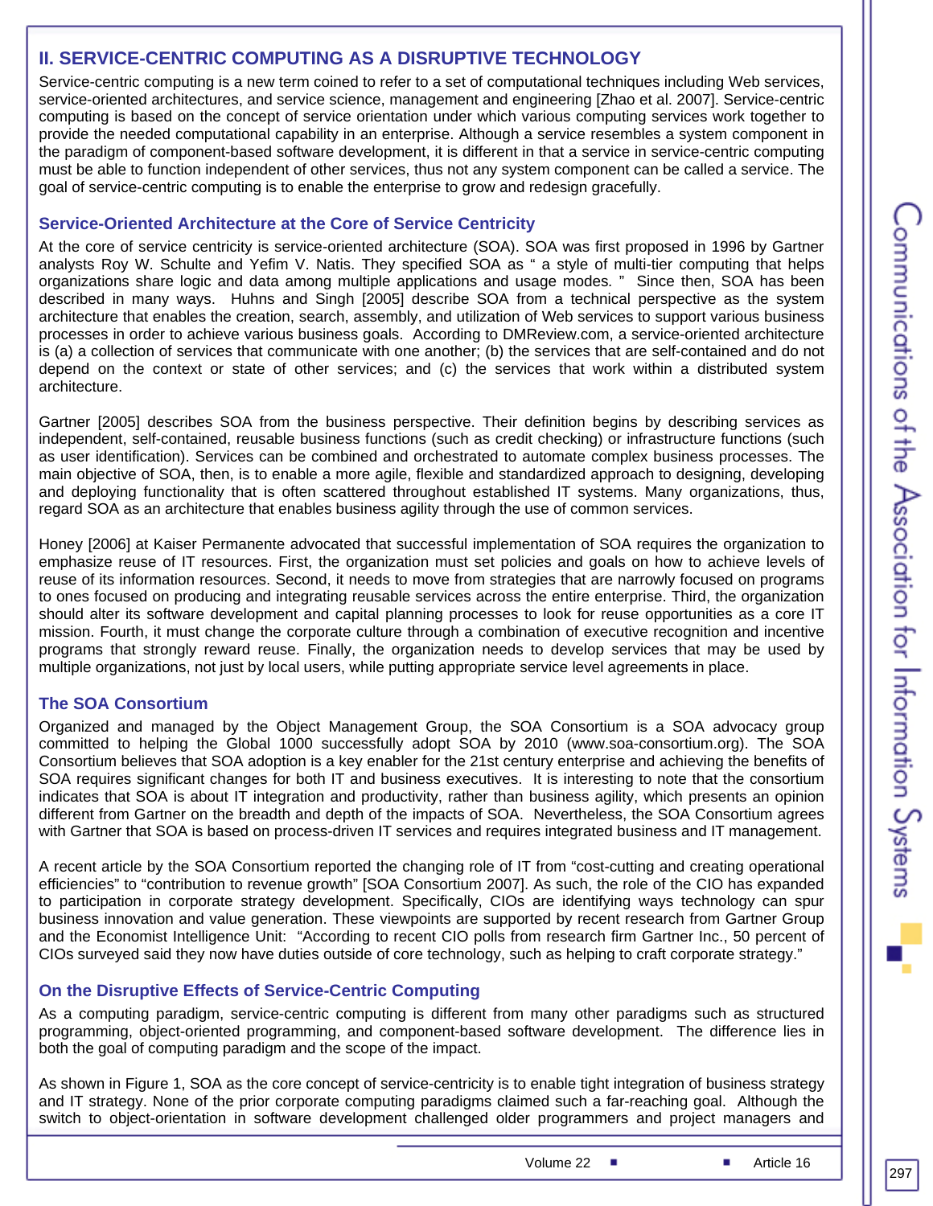## II. SERVICE-CENTRIC COMPUTING AS A DISRUPTIVE TECHNOLOGY

Service-centric computing is a new term coined to refer to a set of computational techniques including Web services, service-oriented architectures, and service science, management and engineering [Zhao et al. 2007]. Service-centric computing is based on the concept of service orientation under which various computing services work together to provide the needed computational capability in an enterprise. Although a service resembles a system component in the paradigm of component-based software development, it is different in that a service in service-centric computing must be able to function independent of other services, thus not any system component can be called a service. The goal of service-centric computing is to enable the enterprise to grow and redesign gracefully.

### Service-Oriented Architecture at the Core of Service Centricity

At the core of service centricity is service-oriented architecture (SOA). SOA was first proposed in 1996 by Gartner analysts Roy W. Schulte and Yefim V. Natis. They specified SOA as " a style of multi-tier computing that helps organizations share logic and data among multiple applications and usage modes. " Since then, SOA has been described in many ways. Huhns and Singh [2005] describe SOA from a technical perspective as the system architecture that enables the creation, search, assembly, and utilization of Web services to support various business processes in order to achieve various business goals. According to DMReview.com, a service-oriented architecture is (a) a collection of services that communicate with one another; (b) the services that are self-contained and do not depend on the context or state of other services; and (c) the services that work within a distributed system architecture.

Gartner [2005] describes SOA from the business perspective. Their definition begins by describing services as independent, self-contained, reusable business functions (such as credit checking) or infrastructure functions (such as user identification). Services can be combined and orchestrated to automate complex business processes. The main objective of SOA, then, is to enable a more agile, flexible and standardized approach to designing, developing and deploying functionality that is often scattered throughout established IT systems. Many organizations, thus, regard SOA as an architecture that enables business agility through the use of common services.

Honey [2006] at Kaiser Permanente advocated that successful implementation of SOA requires the organization to emphasize reuse of IT resources. First, the organization must set policies and goals on how to achieve levels of reuse of its information resources. Second, it needs to move from strategies that are narrowly focused on programs to ones focused on producing and integrating reusable services across the entire enterprise. Third, the organization should alter its software development and capital planning processes to look for reuse opportunities as a core IT mission. Fourth, it must change the corporate culture through a combination of executive recognition and incentive programs that strongly reward reuse. Finally, the organization needs to develop services that may be used by multiple organizations, not just by local users, while putting appropriate service level agreements in place.

### The SOA Consortium

Organized and managed by the Object Management Group, the SOA Consortium is a SOA advocacy group committed to helping the Global 1000 successfully adopt SOA by 2010 (www.soa-consortium.org). The SOA Consortium believes that SOA adoption is a key enabler for the 21st century enterprise and achieving the benefits of SOA requires significant changes for both IT and business executives. It is interesting to note that the consortium indicates that SOA is about IT integration and productivity, rather than business agility, which presents an opinion different from Gartner on the breadth and depth of the impacts of SOA. Nevertheless, the SOA Consortium agrees with Gartner that SOA is based on process-driven IT services and requires integrated business and IT management.

A recent article by the SOA Consortium reported the changing role of IT from "cost-cutting and creating operational efficiencies" to "contribution to revenue growth" [SOA Consortium 2007]. As such, the role of the CIO has expanded to participation in corporate strategy development. Specifically, CIOs are identifying ways technology can spur business innovation and value generation. These viewpoints are supported by recent research from Gartner Group and the Economist Intelligence Unit: "According to recent CIO polls from research firm Gartner Inc., 50 percent of CIOs surveyed said they now have duties outside of core technology, such as helping to craft corporate strategy."

### On the Disruptive Effects of Service-Centric Computing

As a computing paradigm, service-centric computing is different from many other paradigms such as structured programming, object-oriented programming, and component-based software development. The difference lies in both the goal of computing paradigm and the scope of the impact.

As shown in Figure 1, SOA as the core concept of service-centricity is to enable tight integration of business strategy and IT strategy. None of the prior corporate computing paradigms claimed such a far-reaching goal. Although the switch to object-orientation in software development challenged older programmers and project managers and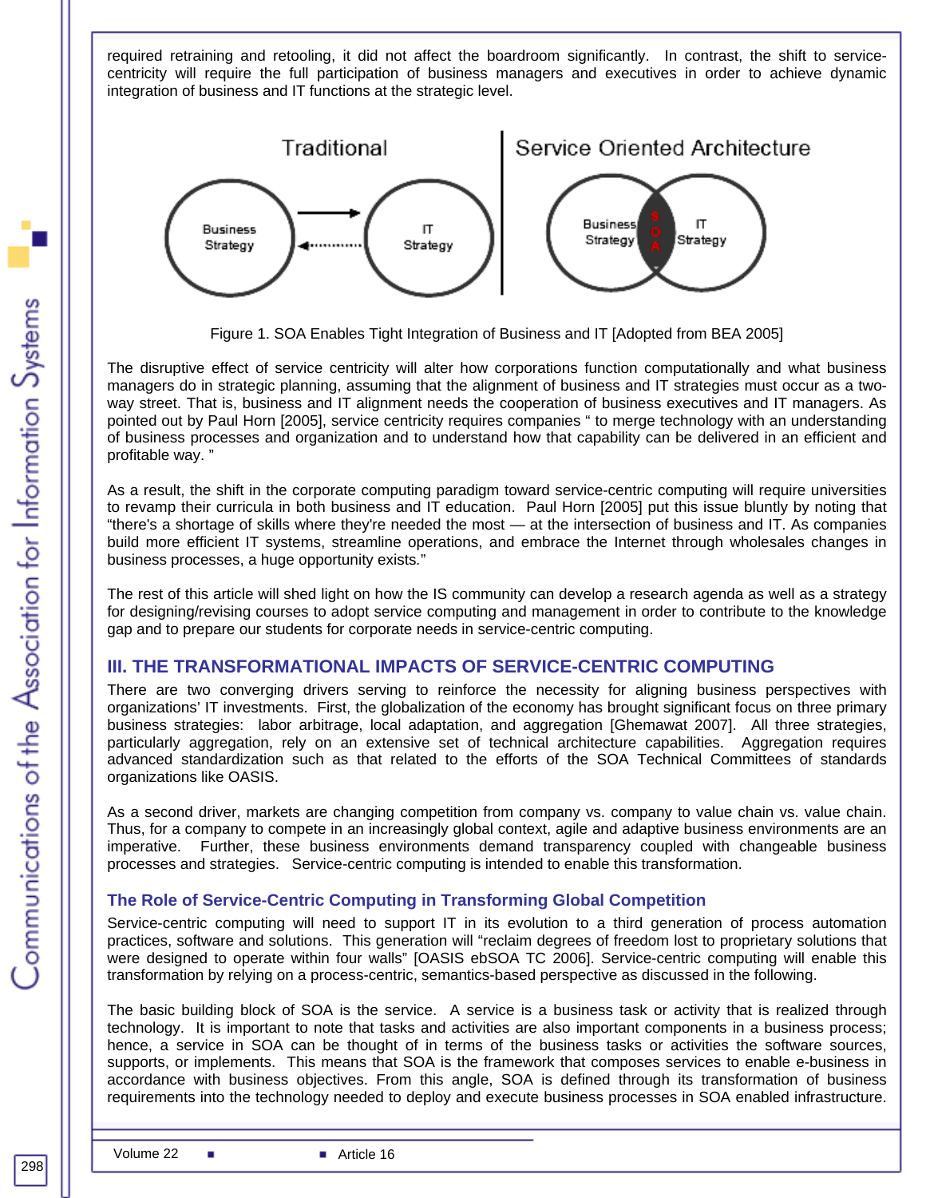required retraining and retooling, it did not affect the boardroom significantly. In contrast, the shift to service-centricity will require the full participation of business managers and executives in order to achieve dynamic integration of business and IT functions at the strategic level.

Figure 1. SOA Enables Tight Integration of Business and IT [Adopted from BEA 2005]

The disruptive effect of service centricity will alter how corporations function computationally and what business managers do in strategic planning, assuming that the alignment of business and IT strategies must occur as a two-way street. That is, business and IT alignment needs the cooperation of business executives and IT managers. As pointed out by Paul Horn [2005], service centricity requires companies " to merge technology with an understanding of business processes and organization and to understand how that capability can be delivered in an efficient and profitable way. "

As a result, the shift in the corporate computing paradigm toward service-centric computing will require universities to revamp their curricula in both business and IT education. Paul Horn [2005] put this issue bluntly by noting that "there's a shortage of skills where they're needed the most — at the intersection of business and IT. As companies build more efficient IT systems, streamline operations, and embrace the Internet through wholesales changes in business processes, a huge opportunity exists."

The rest of this article will shed light on how the IS community can develop a research agenda as well as a strategy for designing/revising courses to adopt service computing and management in order to contribute to the knowledge gap and to prepare our students for corporate needs in service-centric computing.

## III. THE TRANSFORMATIONAL IMPACTS OF SERVICE-CENTRIC COMPUTING

There are two converging drivers serving to reinforce the necessity for aligning business perspectives with organizations' IT investments. First, the globalization of the economy has brought significant focus on three primary business strategies: labor arbitrage, local adaptation, and aggregation [Ghemawat 2007]. All three strategies, particularly aggregation, rely on an extensive set of technical architecture capabilities. Aggregation requires advanced standardization such as that related to the efforts of the SOA Technical Committees of standards organizations like OASIS.

As a second driver, markets are changing competition from company vs. company to value chain vs. value chain. Thus, for a company to compete in an increasingly global context, agile and adaptive business environments are an imperative. Further, these business environments demand transparency coupled with changeable business processes and strategies. Service-centric computing is intended to enable this transformation.

### The Role of Service-Centric Computing in Transforming Global Competition

Service-centric computing will need to support IT in its evolution to a third generation of process automation practices, software and solutions. This generation will "reclaim degrees of freedom lost to proprietary solutions that were designed to operate within four walls" [OASIS ebSOA TC 2006]. Service-centric computing will enable this transformation by relying on a process-centric, semantics-based perspective as discussed in the following.

The basic building block of SOA is the service. A service is a business task or activity that is realized through technology. It is important to note that tasks and activities are also important components in a business process; hence, a service in SOA can be thought of in terms of the business tasks or activities the software sources, supports, or implements. This means that SOA is the framework that composes services to enable e-business in accordance with business objectives. From this angle, SOA is defined through its transformation of business requirements into the technology needed to deploy and execute business processes in SOA enabled infrastructure.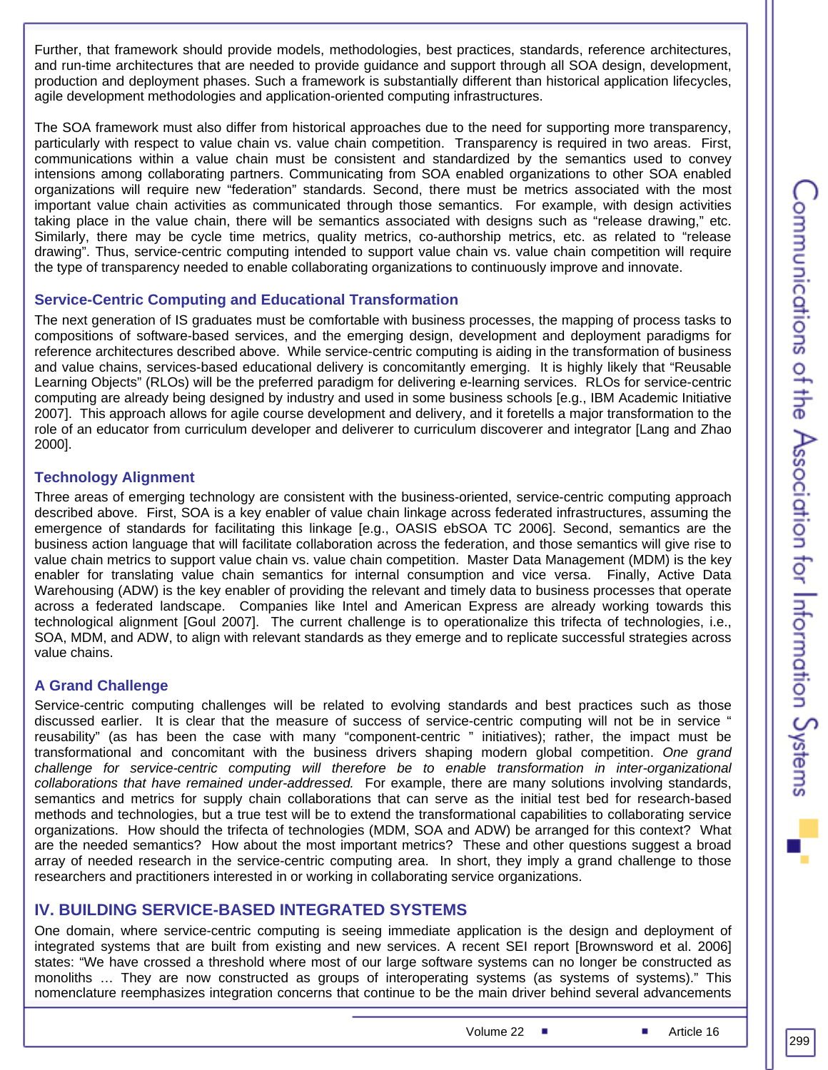Further, that framework should provide models, methodologies, best practices, standards, reference architectures, and run-time architectures that are needed to provide guidance and support through all SOA design, development, production and deployment phases. Such a framework is substantially different than historical application lifecycles, agile development methodologies and application-oriented computing infrastructures.

The SOA framework must also differ from historical approaches due to the need for supporting more transparency, particularly with respect to value chain vs. value chain competition. Transparency is required in two areas. First, communications within a value chain must be consistent and standardized by the semantics used to convey intensions among collaborating partners. Communicating from SOA enabled organizations to other SOA enabled organizations will require new "federation" standards. Second, there must be metrics associated with the most important value chain activities as communicated through those semantics. For example, with design activities taking place in the value chain, there will be semantics associated with designs such as "release drawing," etc. Similarly, there may be cycle time metrics, quality metrics, co-authorship metrics, etc. as related to "release drawing". Thus, service-centric computing intended to support value chain vs. value chain competition will require the type of transparency needed to enable collaborating organizations to continuously improve and innovate.

### Service-Centric Computing and Educational Transformation

The next generation of IS graduates must be comfortable with business processes, the mapping of process tasks to compositions of software-based services, and the emerging design, development and deployment paradigms for reference architectures described above. While service-centric computing is aiding in the transformation of business and value chains, services-based educational delivery is concomitantly emerging. It is highly likely that "Reusable Learning Objects" (RLOs) will be the preferred paradigm for delivering e-learning services. RLOs for service-centric computing are already being designed by industry and used in some business schools [e.g., IBM Academic Initiative 2007]. This approach allows for agile course development and delivery, and it foretells a major transformation to the role of an educator from curriculum developer and deliverer to curriculum discoverer and integrator [Lang and Zhao 2000].

### Technology Alignment

Three areas of emerging technology are consistent with the business-oriented, service-centric computing approach described above. First, SOA is a key enabler of value chain linkage across federated infrastructures, assuming the emergence of standards for facilitating this linkage [e.g., OASIS ebSOA TC 2006]. Second, semantics are the business action language that will facilitate collaboration across the federation, and those semantics will give rise to value chain metrics to support value chain vs. value chain competition. Master Data Management (MDM) is the key enabler for translating value chain semantics for internal consumption and vice versa. Finally, Active Data Warehousing (ADW) is the key enabler of providing the relevant and timely data to business processes that operate across a federated landscape. Companies like Intel and American Express are already working towards this technological alignment [Goul 2007]. The current challenge is to operationalize this trifecta of technologies, i.e., SOA, MDM, and ADW, to align with relevant standards as they emerge and to replicate successful strategies across value chains.

### A Grand Challenge

Service-centric computing challenges will be related to evolving standards and best practices such as those discussed earlier. It is clear that the measure of success of service-centric computing will not be in service " reusability" (as has been the case with many "component-centric " initiatives); rather, the impact must be transformational and concomitant with the business drivers shaping modern global competition. *One grand challenge for service-centric computing will therefore be to enable transformation in inter-organizational collaborations that have remained under-addressed.* For example, there are many solutions involving standards, semantics and metrics for supply chain collaborations that can serve as the initial test bed for research-based methods and technologies, but a true test will be to extend the transformational capabilities to collaborating service organizations. How should the trifecta of technologies (MDM, SOA and ADW) be arranged for this context? What are the needed semantics? How about the most important metrics? These and other questions suggest a broad array of needed research in the service-centric computing area. In short, they imply a grand challenge to those researchers and practitioners interested in or working in collaborating service organizations.

## IV. BUILDING SERVICE-BASED INTEGRATED SYSTEMS

One domain, where service-centric computing is seeing immediate application is the design and deployment of integrated systems that are built from existing and new services. A recent SEI report [Brownsword et al. 2006] states: "We have crossed a threshold where most of our large software systems can no longer be constructed as monoliths … They are now constructed as groups of interoperating systems (as systems of systems)." This nomenclature reemphasizes integration concerns that continue to be the main driver behind several advancements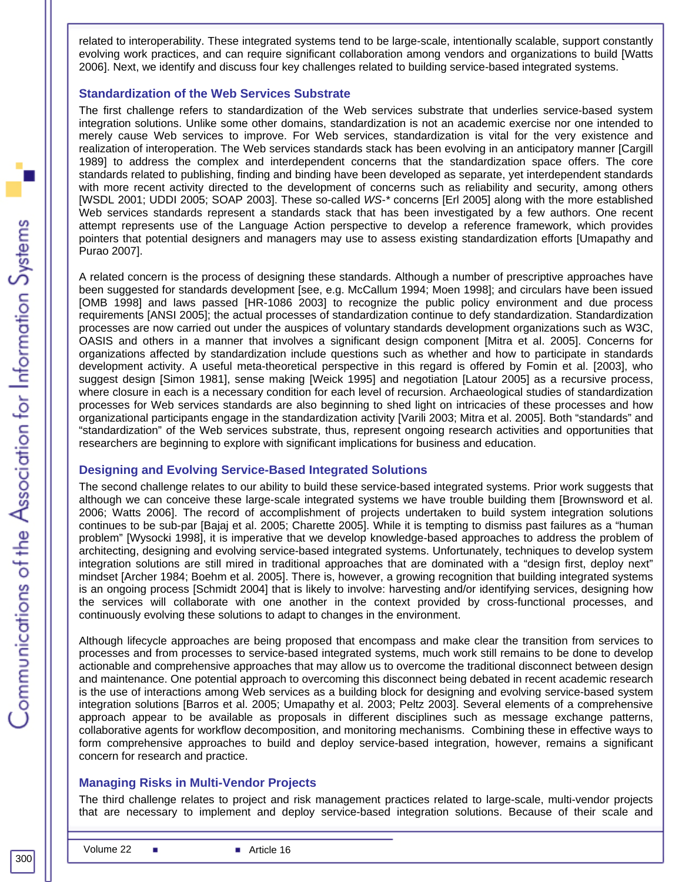related to interoperability. These integrated systems tend to be large-scale, intentionally scalable, support constantly evolving work practices, and can require significant collaboration among vendors and organizations to build [Watts 2006]. Next, we identify and discuss four key challenges related to building service-based integrated systems.

## Standardization of the Web Services Substrate

The first challenge refers to standardization of the Web services substrate that underlies service-based system integration solutions. Unlike some other domains, standardization is not an academic exercise nor one intended to merely cause Web services to improve. For Web services, standardization is vital for the very existence and realization of interoperation. The Web services standards stack has been evolving in an anticipatory manner [Cargill 1989] to address the complex and interdependent concerns that the standardization space offers. The core standards related to publishing, finding and binding have been developed as separate, yet interdependent standards with more recent activity directed to the development of concerns such as reliability and security, among others [WSDL 2001; UDDI 2005; SOAP 2003]. These so-called *WS-\** concerns [Erl 2005] along with the more established Web services standards represent a standards stack that has been investigated by a few authors. One recent attempt represents use of the Language Action perspective to develop a reference framework, which provides pointers that potential designers and managers may use to assess existing standardization efforts [Umapathy and Purao 2007].

A related concern is the process of designing these standards. Although a number of prescriptive approaches have been suggested for standards development [see, e.g. McCallum 1994; Moen 1998]; and circulars have been issued [OMB 1998] and laws passed [HR-1086 2003] to recognize the public policy environment and due process requirements [ANSI 2005]; the actual processes of standardization continue to defy standardization. Standardization processes are now carried out under the auspices of voluntary standards development organizations such as W3C, OASIS and others in a manner that involves a significant design component [Mitra et al. 2005]. Concerns for organizations affected by standardization include questions such as whether and how to participate in standards development activity. A useful meta-theoretical perspective in this regard is offered by Fomin et al. [2003], who suggest design [Simon 1981], sense making [Weick 1995] and negotiation [Latour 2005] as a recursive process, where closure in each is a necessary condition for each level of recursion. Archaeological studies of standardization processes for Web services standards are also beginning to shed light on intricacies of these processes and how organizational participants engage in the standardization activity [Varili 2003; Mitra et al. 2005]. Both "standards" and "standardization" of the Web services substrate, thus, represent ongoing research activities and opportunities that researchers are beginning to explore with significant implications for business and education.

## Designing and Evolving Service-Based Integrated Solutions

The second challenge relates to our ability to build these service-based integrated systems. Prior work suggests that although we can conceive these large-scale integrated systems we have trouble building them [Brownsword et al. 2006; Watts 2006]. The record of accomplishment of projects undertaken to build system integration solutions continues to be sub-par [Bajaj et al. 2005; Charette 2005]. While it is tempting to dismiss past failures as a "human problem" [Wysocki 1998], it is imperative that we develop knowledge-based approaches to address the problem of architecting, designing and evolving service-based integrated systems. Unfortunately, techniques to develop system integration solutions are still mired in traditional approaches that are dominated with a "design first, deploy next" mindset [Archer 1984; Boehm et al. 2005]. There is, however, a growing recognition that building integrated systems is an ongoing process [Schmidt 2004] that is likely to involve: harvesting and/or identifying services, designing how the services will collaborate with one another in the context provided by cross-functional processes, and continuously evolving these solutions to adapt to changes in the environment.

Although lifecycle approaches are being proposed that encompass and make clear the transition from services to processes and from processes to service-based integrated systems, much work still remains to be done to develop actionable and comprehensive approaches that may allow us to overcome the traditional disconnect between design and maintenance. One potential approach to overcoming this disconnect being debated in recent academic research is the use of interactions among Web services as a building block for designing and evolving service-based system integration solutions [Barros et al. 2005; Umapathy et al. 2003; Peltz 2003]. Several elements of a comprehensive approach appear to be available as proposals in different disciplines such as message exchange patterns, collaborative agents for workflow decomposition, and monitoring mechanisms. Combining these in effective ways to form comprehensive approaches to build and deploy service-based integration, however, remains a significant concern for research and practice.

## Managing Risks in Multi-Vendor Projects

The third challenge relates to project and risk management practices related to large-scale, multi-vendor projects that are necessary to implement and deploy service-based integration solutions. Because of their scale and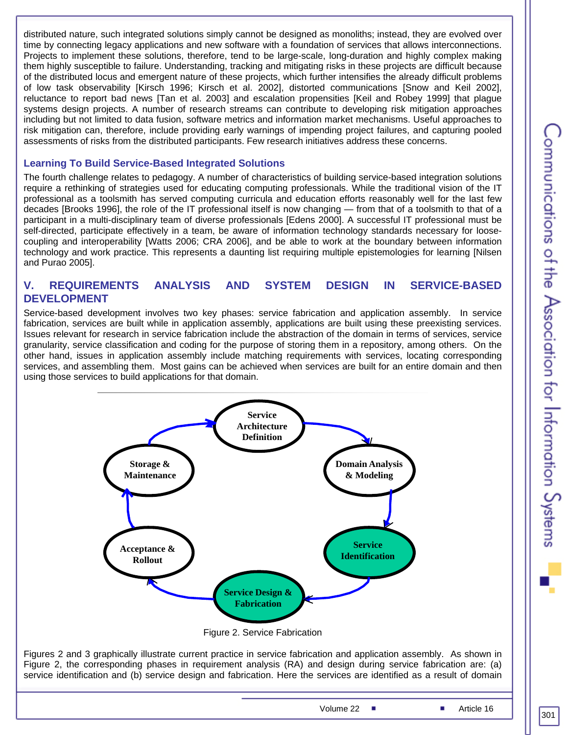distributed nature, such integrated solutions simply cannot be designed as monoliths; instead, they are evolved over time by connecting legacy applications and new software with a foundation of services that allows interconnections. Projects to implement these solutions, therefore, tend to be large-scale, long-duration and highly complex making them highly susceptible to failure. Understanding, tracking and mitigating risks in these projects are difficult because of the distributed locus and emergent nature of these projects, which further intensifies the already difficult problems of low task observability [Kirsch 1996; Kirsch et al. 2002], distorted communications [Snow and Keil 2002], reluctance to report bad news [Tan et al. 2003] and escalation propensities [Keil and Robey 1999] that plague systems design projects. A number of research streams can contribute to developing risk mitigation approaches including but not limited to data fusion, software metrics and information market mechanisms. Useful approaches to risk mitigation can, therefore, include providing early warnings of impending project failures, and capturing pooled assessments of risks from the distributed participants. Few research initiatives address these concerns.

### Learning To Build Service-Based Integrated Solutions

The fourth challenge relates to pedagogy. A number of characteristics of building service-based integration solutions require a rethinking of strategies used for educating computing professionals. While the traditional vision of the IT professional as a toolsmith has served computing curricula and education efforts reasonably well for the last few decades [Brooks 1996], the role of the IT professional itself is now changing — from that of a toolsmith to that of a participant in a multi-disciplinary team of diverse professionals [Edens 2000]. A successful IT professional must be self-directed, participate effectively in a team, be aware of information technology standards necessary for loose-coupling and interoperability [Watts 2006; CRA 2006], and be able to work at the boundary between information technology and work practice. This represents a daunting list requiring multiple epistemologies for learning [Nilsen and Purao 2005].

## V. REQUIREMENTS ANALYSIS AND SYSTEM DESIGN IN SERVICE-BASED DEVELOPMENT

Service-based development involves two key phases: service fabrication and application assembly. In service fabrication, services are built while in application assembly, applications are built using these preexisting services. Issues relevant for research in service fabrication include the abstraction of the domain in terms of services, service granularity, service classification and coding for the purpose of storing them in a repository, among others. On the other hand, issues in application assembly include matching requirements with services, locating corresponding services, and assembling them. Most gains can be achieved when services are built for an entire domain and then using those services to build applications for that domain.

Figure 2. Service Fabrication

Figures 2 and 3 graphically illustrate current practice in service fabrication and application assembly. As shown in Figure 2, the corresponding phases in requirement analysis (RA) and design during service fabrication are: (a) service identification and (b) service design and fabrication. Here the services are identified as a result of domain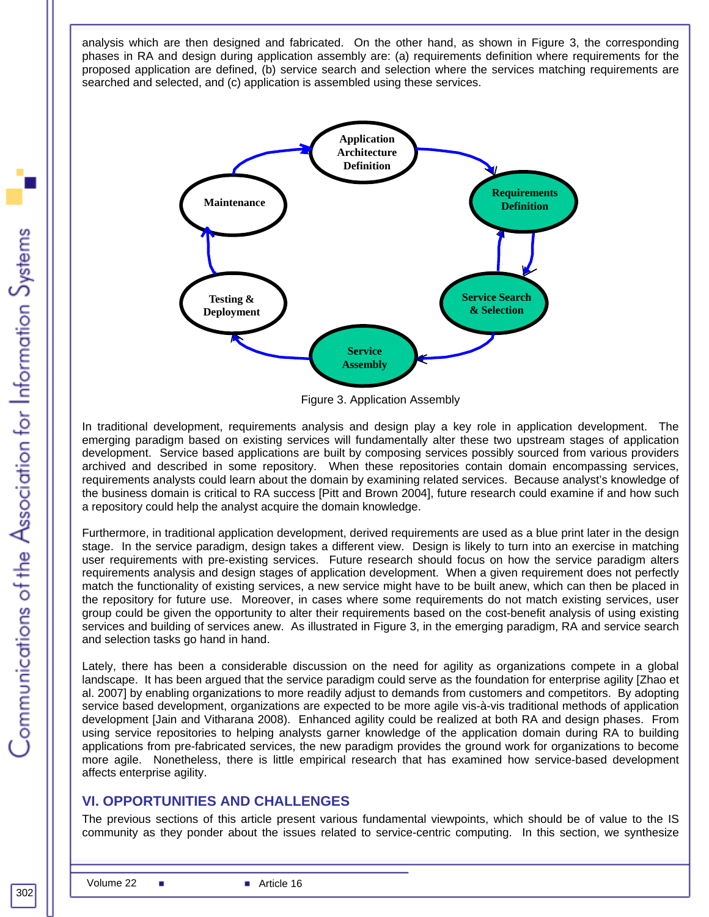analysis which are then designed and fabricated. On the other hand, as shown in Figure 3, the corresponding phases in RA and design during application assembly are: (a) requirements definition where requirements for the proposed application are defined, (b) service search and selection where the services matching requirements are searched and selected, and (c) application is assembled using these services.

Figure 3. Application Assembly

In traditional development, requirements analysis and design play a key role in application development. The emerging paradigm based on existing services will fundamentally alter these two upstream stages of application development. Service based applications are built by composing services possibly sourced from various providers archived and described in some repository. When these repositories contain domain encompassing services, requirements analysts could learn about the domain by examining related services. Because analyst's knowledge of the business domain is critical to RA success [Pitt and Brown 2004], future research could examine if and how such a repository could help the analyst acquire the domain knowledge.

Furthermore, in traditional application development, derived requirements are used as a blue print later in the design stage. In the service paradigm, design takes a different view. Design is likely to turn into an exercise in matching user requirements with pre-existing services. Future research should focus on how the service paradigm alters requirements analysis and design stages of application development. When a given requirement does not perfectly match the functionality of existing services, a new service might have to be built anew, which can then be placed in the repository for future use. Moreover, in cases where some requirements do not match existing services, user group could be given the opportunity to alter their requirements based on the cost-benefit analysis of using existing services and building of services anew. As illustrated in Figure 3, in the emerging paradigm, RA and service search and selection tasks go hand in hand.

Lately, there has been a considerable discussion on the need for agility as organizations compete in a global landscape. It has been argued that the service paradigm could serve as the foundation for enterprise agility [Zhao et al. 2007] by enabling organizations to more readily adjust to demands from customers and competitors. By adopting service based development, organizations are expected to be more agile vis-à-vis traditional methods of application development [Jain and Vitharana 2008]. Enhanced agility could be realized at both RA and design phases. From using service repositories to helping analysts garner knowledge of the application domain during RA to building applications from pre-fabricated services, the new paradigm provides the ground work for organizations to become more agile. Nonetheless, there is little empirical research that has examined how service-based development affects enterprise agility.

## VI. OPPORTUNITIES AND CHALLENGES

The previous sections of this article present various fundamental viewpoints, which should be of value to the IS community as they ponder about the issues related to service-centric computing. In this section, we synthesize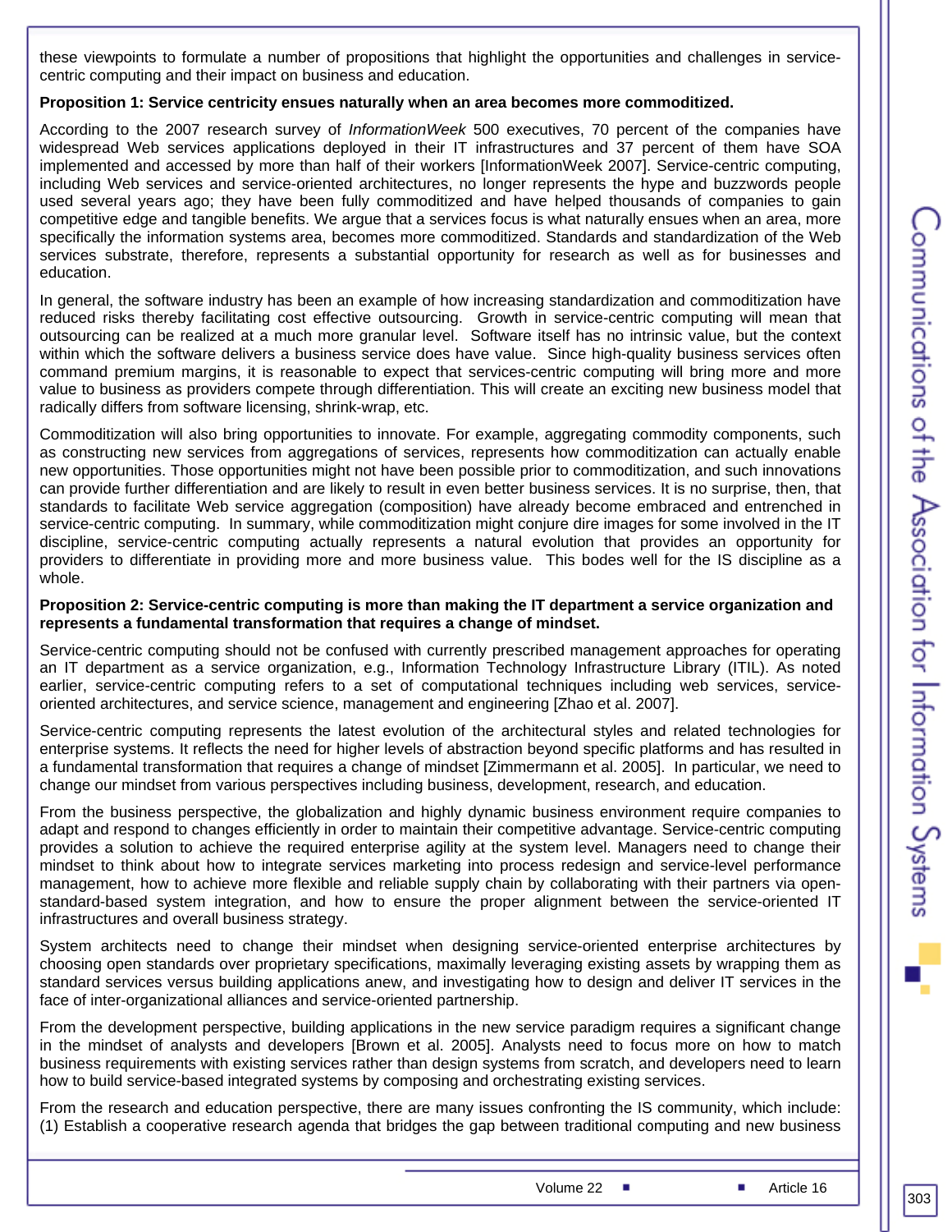these viewpoints to formulate a number of propositions that highlight the opportunities and challenges in service-centric computing and their impact on business and education.

**Proposition 1: Service centricity ensues naturally when an area becomes more commoditized.**

According to the 2007 research survey of *InformationWeek* 500 executives, 70 percent of the companies have widespread Web services applications deployed in their IT infrastructures and 37 percent of them have SOA implemented and accessed by more than half of their workers [InformationWeek 2007]. Service-centric computing, including Web services and service-oriented architectures, no longer represents the hype and buzzwords people used several years ago; they have been fully commoditized and have helped thousands of companies to gain competitive edge and tangible benefits. We argue that a services focus is what naturally ensues when an area, more specifically the information systems area, becomes more commoditized. Standards and standardization of the Web services substrate, therefore, represents a substantial opportunity for research as well as for businesses and education.

In general, the software industry has been an example of how increasing standardization and commoditization have reduced risks thereby facilitating cost effective outsourcing. Growth in service-centric computing will mean that outsourcing can be realized at a much more granular level. Software itself has no intrinsic value, but the context within which the software delivers a business service does have value. Since high-quality business services often command premium margins, it is reasonable to expect that services-centric computing will bring more and more value to business as providers compete through differentiation. This will create an exciting new business model that radically differs from software licensing, shrink-wrap, etc.

Commoditization will also bring opportunities to innovate. For example, aggregating commodity components, such as constructing new services from aggregations of services, represents how commoditization can actually enable new opportunities. Those opportunities might not have been possible prior to commoditization, and such innovations can provide further differentiation and are likely to result in even better business services. It is no surprise, then, that standards to facilitate Web service aggregation (composition) have already become embraced and entrenched in service-centric computing. In summary, while commoditization might conjure dire images for some involved in the IT discipline, service-centric computing actually represents a natural evolution that provides an opportunity for providers to differentiate in providing more and more business value. This bodes well for the IS discipline as a whole.

**Proposition 2: Service-centric computing is more than making the IT department a service organization and represents a fundamental transformation that requires a change of mindset.**

Service-centric computing should not be confused with currently prescribed management approaches for operating an IT department as a service organization, e.g., Information Technology Infrastructure Library (ITIL). As noted earlier, service-centric computing refers to a set of computational techniques including web services, service-oriented architectures, and service science, management and engineering [Zhao et al. 2007].

Service-centric computing represents the latest evolution of the architectural styles and related technologies for enterprise systems. It reflects the need for higher levels of abstraction beyond specific platforms and has resulted in a fundamental transformation that requires a change of mindset [Zimmermann et al. 2005]. In particular, we need to change our mindset from various perspectives including business, development, research, and education.

From the business perspective, the globalization and highly dynamic business environment require companies to adapt and respond to changes efficiently in order to maintain their competitive advantage. Service-centric computing provides a solution to achieve the required enterprise agility at the system level. Managers need to change their mindset to think about how to integrate services marketing into process redesign and service-level performance management, how to achieve more flexible and reliable supply chain by collaborating with their partners via open-standard-based system integration, and how to ensure the proper alignment between the service-oriented IT infrastructures and overall business strategy.

System architects need to change their mindset when designing service-oriented enterprise architectures by choosing open standards over proprietary specifications, maximally leveraging existing assets by wrapping them as standard services versus building applications anew, and investigating how to design and deliver IT services in the face of inter-organizational alliances and service-oriented partnership.

From the development perspective, building applications in the new service paradigm requires a significant change in the mindset of analysts and developers [Brown et al. 2005]. Analysts need to focus more on how to match business requirements with existing services rather than design systems from scratch, and developers need to learn how to build service-based integrated systems by composing and orchestrating existing services.

From the research and education perspective, there are many issues confronting the IS community, which include: (1) Establish a cooperative research agenda that bridges the gap between traditional computing and new business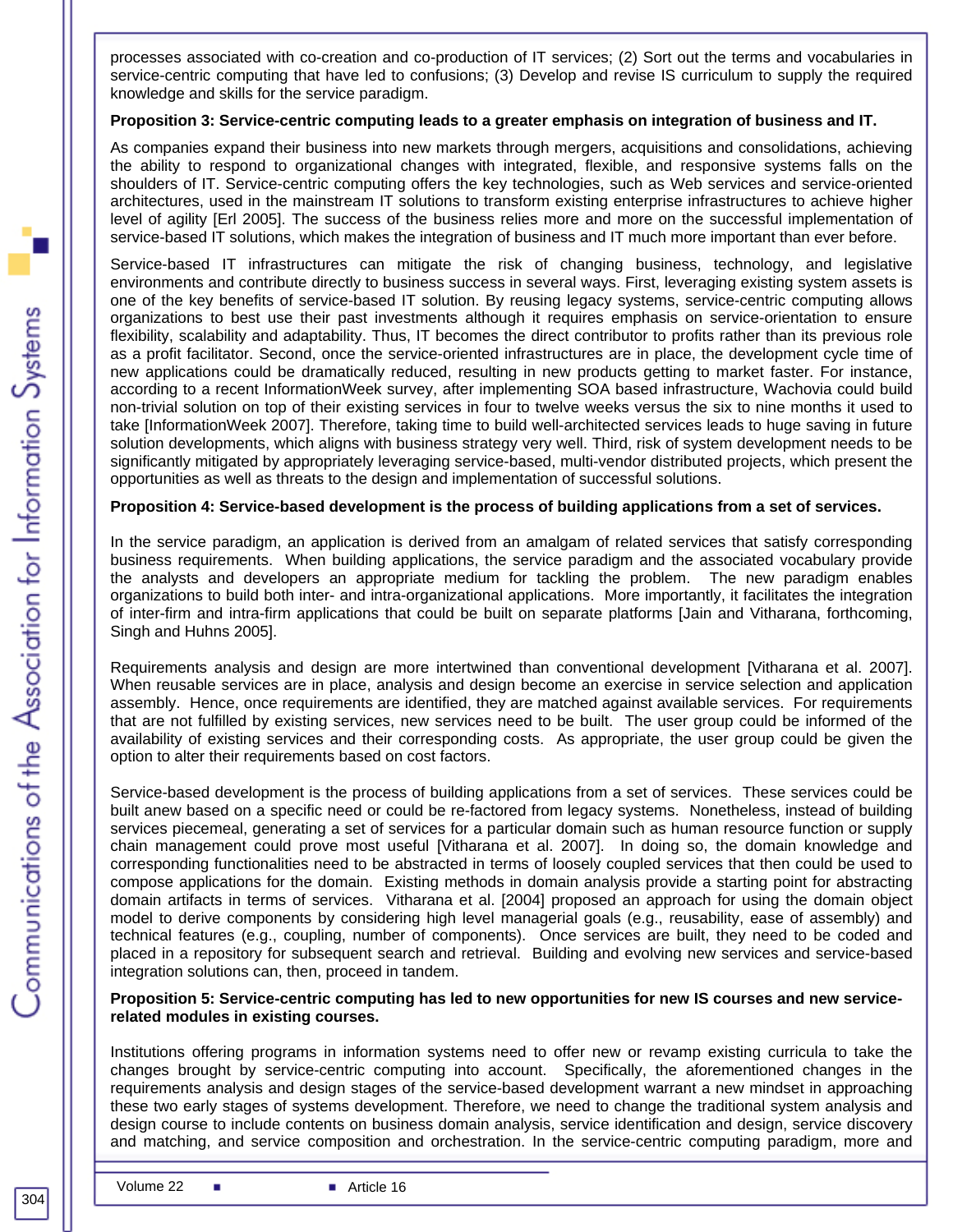processes associated with co-creation and co-production of IT services; (2) Sort out the terms and vocabularies in service-centric computing that have led to confusions; (3) Develop and revise IS curriculum to supply the required knowledge and skills for the service paradigm.

**Proposition 3: Service-centric computing leads to a greater emphasis on integration of business and IT.**

As companies expand their business into new markets through mergers, acquisitions and consolidations, achieving the ability to respond to organizational changes with integrated, flexible, and responsive systems falls on the shoulders of IT. Service-centric computing offers the key technologies, such as Web services and service-oriented architectures, used in the mainstream IT solutions to transform existing enterprise infrastructures to achieve higher level of agility [Erl 2005]. The success of the business relies more and more on the successful implementation of service-based IT solutions, which makes the integration of business and IT much more important than ever before.

Service-based IT infrastructures can mitigate the risk of changing business, technology, and legislative environments and contribute directly to business success in several ways. First, leveraging existing system assets is one of the key benefits of service-based IT solution. By reusing legacy systems, service-centric computing allows organizations to best use their past investments although it requires emphasis on service-orientation to ensure flexibility, scalability and adaptability. Thus, IT becomes the direct contributor to profits rather than its previous role as a profit facilitator. Second, once the service-oriented infrastructures are in place, the development cycle time of new applications could be dramatically reduced, resulting in new products getting to market faster. For instance, according to a recent InformationWeek survey, after implementing SOA based infrastructure, Wachovia could build non-trivial solution on top of their existing services in four to twelve weeks versus the six to nine months it used to take [InformationWeek 2007]. Therefore, taking time to build well-architected services leads to huge saving in future solution developments, which aligns with business strategy very well. Third, risk of system development needs to be significantly mitigated by appropriately leveraging service-based, multi-vendor distributed projects, which present the opportunities as well as threats to the design and implementation of successful solutions.

**Proposition 4: Service-based development is the process of building applications from a set of services.**

In the service paradigm, an application is derived from an amalgam of related services that satisfy corresponding business requirements. When building applications, the service paradigm and the associated vocabulary provide the analysts and developers an appropriate medium for tackling the problem. The new paradigm enables organizations to build both inter- and intra-organizational applications. More importantly, it facilitates the integration of inter-firm and intra-firm applications that could be built on separate platforms [Jain and Vitharana, forthcoming, Singh and Huhns 2005].

Requirements analysis and design are more intertwined than conventional development [Vitharana et al. 2007]. When reusable services are in place, analysis and design become an exercise in service selection and application assembly. Hence, once requirements are identified, they are matched against available services. For requirements that are not fulfilled by existing services, new services need to be built. The user group could be informed of the availability of existing services and their corresponding costs. As appropriate, the user group could be given the option to alter their requirements based on cost factors.

Service-based development is the process of building applications from a set of services. These services could be built anew based on a specific need or could be re-factored from legacy systems. Nonetheless, instead of building services piecemeal, generating a set of services for a particular domain such as human resource function or supply chain management could prove most useful [Vitharana et al. 2007]. In doing so, the domain knowledge and corresponding functionalities need to be abstracted in terms of loosely coupled services that then could be used to compose applications for the domain. Existing methods in domain analysis provide a starting point for abstracting domain artifacts in terms of services. Vitharana et al. [2004] proposed an approach for using the domain object model to derive components by considering high level managerial goals (e.g., reusability, ease of assembly) and technical features (e.g., coupling, number of components). Once services are built, they need to be coded and placed in a repository for subsequent search and retrieval. Building and evolving new services and service-based integration solutions can, then, proceed in tandem.

**Proposition 5: Service-centric computing has led to new opportunities for new IS courses and new service-related modules in existing courses.**

Institutions offering programs in information systems need to offer new or revamp existing curricula to take the changes brought by service-centric computing into account. Specifically, the aforementioned changes in the requirements analysis and design stages of the service-based development warrant a new mindset in approaching these two early stages of systems development. Therefore, we need to change the traditional system analysis and design course to include contents on business domain analysis, service identification and design, service discovery and matching, and service composition and orchestration. In the service-centric computing paradigm, more and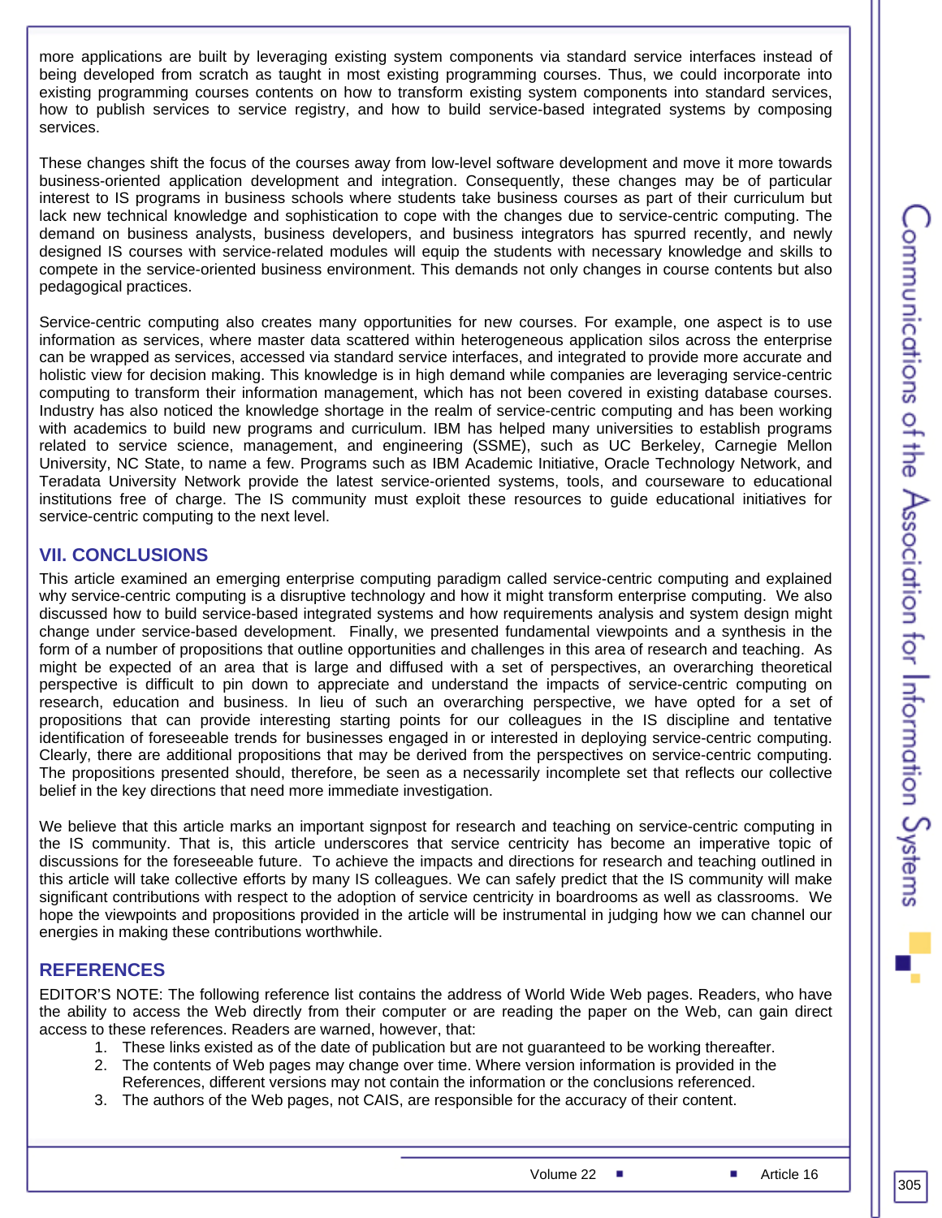more applications are built by leveraging existing system components via standard service interfaces instead of being developed from scratch as taught in most existing programming courses. Thus, we could incorporate into existing programming courses contents on how to transform existing system components into standard services, how to publish services to service registry, and how to build service-based integrated systems by composing services.

These changes shift the focus of the courses away from low-level software development and move it more towards business-oriented application development and integration. Consequently, these changes may be of particular interest to IS programs in business schools where students take business courses as part of their curriculum but lack new technical knowledge and sophistication to cope with the changes due to service-centric computing. The demand on business analysts, business developers, and business integrators has spurred recently, and newly designed IS courses with service-related modules will equip the students with necessary knowledge and skills to compete in the service-oriented business environment. This demands not only changes in course contents but also pedagogical practices.

Service-centric computing also creates many opportunities for new courses. For example, one aspect is to use information as services, where master data scattered within heterogeneous application silos across the enterprise can be wrapped as services, accessed via standard service interfaces, and integrated to provide more accurate and holistic view for decision making. This knowledge is in high demand while companies are leveraging service-centric computing to transform their information management, which has not been covered in existing database courses. Industry has also noticed the knowledge shortage in the realm of service-centric computing and has been working with academics to build new programs and curriculum. IBM has helped many universities to establish programs related to service science, management, and engineering (SSME), such as UC Berkeley, Carnegie Mellon University, NC State, to name a few. Programs such as IBM Academic Initiative, Oracle Technology Network, and Teradata University Network provide the latest service-oriented systems, tools, and courseware to educational institutions free of charge. The IS community must exploit these resources to guide educational initiatives for service-centric computing to the next level.

## VII. CONCLUSIONS

This article examined an emerging enterprise computing paradigm called service-centric computing and explained why service-centric computing is a disruptive technology and how it might transform enterprise computing. We also discussed how to build service-based integrated systems and how requirements analysis and system design might change under service-based development. Finally, we presented fundamental viewpoints and a synthesis in the form of a number of propositions that outline opportunities and challenges in this area of research and teaching. As might be expected of an area that is large and diffused with a set of perspectives, an overarching theoretical perspective is difficult to pin down to appreciate and understand the impacts of service-centric computing on research, education and business. In lieu of such an overarching perspective, we have opted for a set of propositions that can provide interesting starting points for our colleagues in the IS discipline and tentative identification of foreseeable trends for businesses engaged in or interested in deploying service-centric computing. Clearly, there are additional propositions that may be derived from the perspectives on service-centric computing. The propositions presented should, therefore, be seen as a necessarily incomplete set that reflects our collective belief in the key directions that need more immediate investigation.

We believe that this article marks an important signpost for research and teaching on service-centric computing in the IS community. That is, this article underscores that service centricity has become an imperative topic of discussions for the foreseeable future. To achieve the impacts and directions for research and teaching outlined in this article will take collective efforts by many IS colleagues. We can safely predict that the IS community will make significant contributions with respect to the adoption of service centricity in boardrooms as well as classrooms. We hope the viewpoints and propositions provided in the article will be instrumental in judging how we can channel our energies in making these contributions worthwhile.

## REFERENCES

EDITOR'S NOTE: The following reference list contains the address of World Wide Web pages. Readers, who have the ability to access the Web directly from their computer or are reading the paper on the Web, can gain direct access to these references. Readers are warned, however, that:

1. These links existed as of the date of publication but are not guaranteed to be working thereafter.
2. The contents of Web pages may change over time. Where version information is provided in the References, different versions may not contain the information or the conclusions referenced.
3. The authors of the Web pages, not CAIS, are responsible for the accuracy of their content.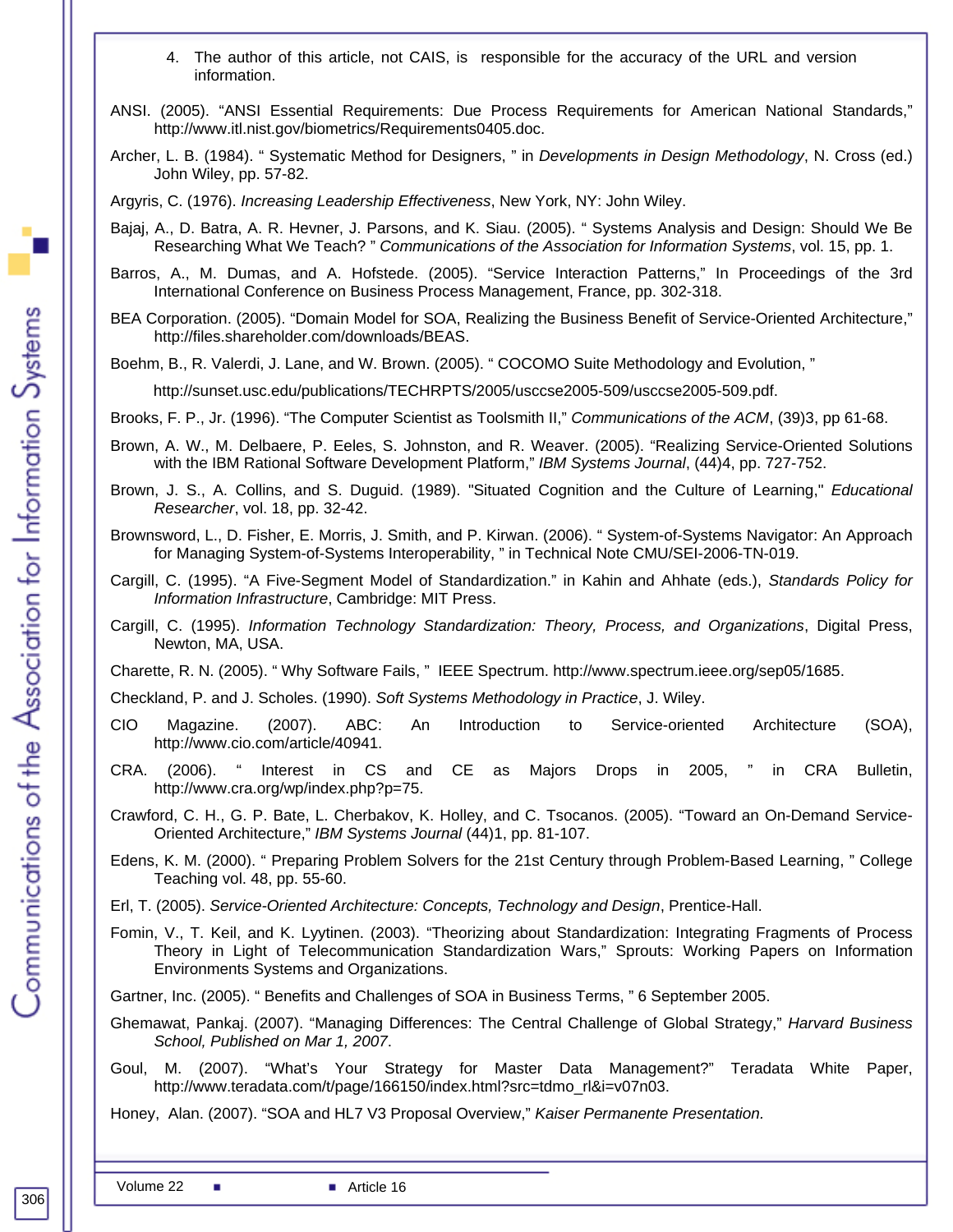4. The author of this article, not CAIS, is responsible for the accuracy of the URL and version information.

ANSI. (2005). “ANSI Essential Requirements: Due Process Requirements for American National Standards,” http://www.itl.nist.gov/biometrics/Requirements0405.doc.

Archer, L. B. (1984). “ Systematic Method for Designers, ” in *Developments in Design Methodology*, N. Cross (ed.) John Wiley, pp. 57-82.

Argyris, C. (1976). *Increasing Leadership Effectiveness*, New York, NY: John Wiley.

Bajaj, A., D. Batra, A. R. Hevner, J. Parsons, and K. Siau. (2005). “ Systems Analysis and Design: Should We Be Researching What We Teach? ” *Communications of the Association for Information Systems*, vol. 15, pp. 1.

Barros, A., M. Dumas, and A. Hofstede. (2005). “Service Interaction Patterns,” In Proceedings of the 3rd International Conference on Business Process Management, France, pp. 302-318.

BEA Corporation. (2005). “Domain Model for SOA, Realizing the Business Benefit of Service-Oriented Architecture,” http://files.shareholder.com/downloads/BEAS.

Boehm, B., R. Valerdi, J. Lane, and W. Brown. (2005). “ COCOMO Suite Methodology and Evolution, ”

http://sunset.usc.edu/publications/TECHRPTS/2005/usccse2005-509/usccse2005-509.pdf.

Brooks, F. P., Jr. (1996). “The Computer Scientist as Toolsmith II,” *Communications of the ACM*, (39)3, pp 61-68.

Brown, A. W., M. Delbaere, P. Eeles, S. Johnston, and R. Weaver. (2005). “Realizing Service-Oriented Solutions with the IBM Rational Software Development Platform,” *IBM Systems Journal*, (44)4, pp. 727-752.

Brown, J. S., A. Collins, and S. Duguid. (1989). "Situated Cognition and the Culture of Learning," *Educational Researcher*, vol. 18, pp. 32-42.

Brownsword, L., D. Fisher, E. Morris, J. Smith, and P. Kirwan. (2006). “ System-of-Systems Navigator: An Approach for Managing System-of-Systems Interoperability, ” in Technical Note CMU/SEI-2006-TN-019.

Cargill, C. (1995). “A Five-Segment Model of Standardization.” in Kahin and Ahhate (eds.), *Standards Policy for Information Infrastructure*, Cambridge: MIT Press.

Cargill, C. (1995). *Information Technology Standardization: Theory, Process, and Organizations*, Digital Press, Newton, MA, USA.

Charette, R. N. (2005). “ Why Software Fails, ” IEEE Spectrum. http://www.spectrum.ieee.org/sep05/1685.

Checkland, P. and J. Scholes. (1990). *Soft Systems Methodology in Practice*, J. Wiley.

CIO Magazine. (2007). ABC: An Introduction to Service-oriented Architecture (SOA), http://www.cio.com/article/40941.

CRA. (2006). “ Interest in CS and CE as Majors Drops in 2005, ” in CRA Bulletin, http://www.cra.org/wp/index.php?p=75.

Crawford, C. H., G. P. Bate, L. Cherbakov, K. Holley, and C. Tsocanos. (2005). “Toward an On-Demand Service-Oriented Architecture,” *IBM Systems Journal* (44)1, pp. 81-107.

Edens, K. M. (2000). “ Preparing Problem Solvers for the 21st Century through Problem-Based Learning, ” College Teaching vol. 48, pp. 55-60.

Erl, T. (2005). *Service-Oriented Architecture: Concepts, Technology and Design*, Prentice-Hall.

Fomin, V., T. Keil, and K. Lyytinen. (2003). “Theorizing about Standardization: Integrating Fragments of Process Theory in Light of Telecommunication Standardization Wars,” Sprouts: Working Papers on Information Environments Systems and Organizations.

Gartner, Inc. (2005). “ Benefits and Challenges of SOA in Business Terms, ” 6 September 2005.

Ghemawat, Pankaj. (2007). “Managing Differences: The Central Challenge of Global Strategy,” *Harvard Business School, Published on Mar 1, 2007.*

Goul, M. (2007). “What’s Your Strategy for Master Data Management?” Teradata White Paper, http://www.teradata.com/t/page/166150/index.html?src=tdmo_rl&i=v07n03.

Honey, Alan. (2007). “SOA and HL7 V3 Proposal Overview,” *Kaiser Permanente Presentation.*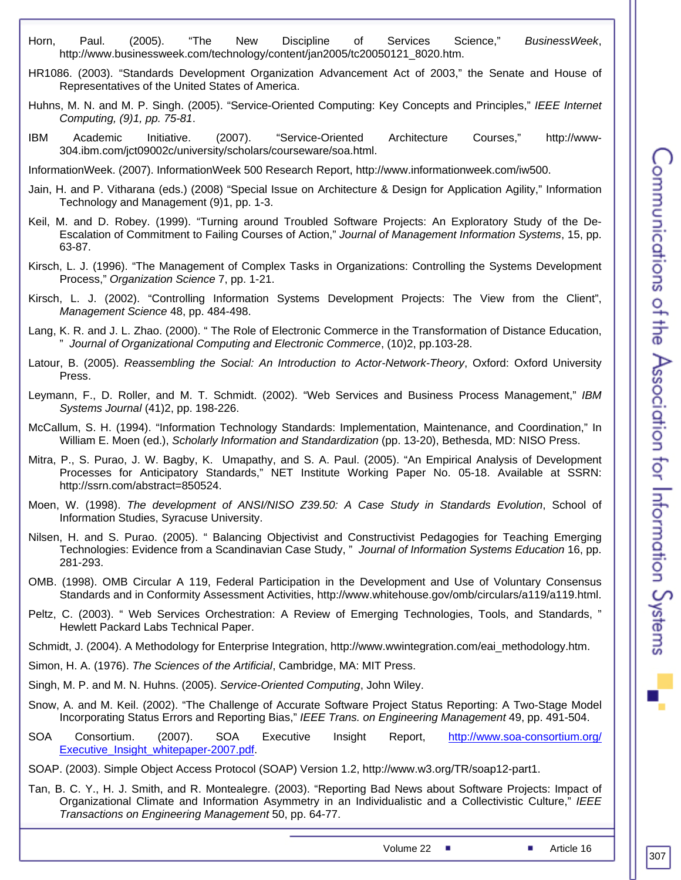Horn, Paul. (2005). "The New Discipline of Services Science," *BusinessWeek*, http://www.businessweek.com/technology/content/jan2005/tc20050121_8020.htm.

HR1086. (2003). "Standards Development Organization Advancement Act of 2003," the Senate and House of Representatives of the United States of America.

Huhns, M. N. and M. P. Singh. (2005). "Service-Oriented Computing: Key Concepts and Principles," *IEEE Internet Computing, (9)1, pp. 75-81*.

IBM Academic Initiative. (2007). "Service-Oriented Architecture Courses," http://www-304.ibm.com/jct09002c/university/scholars/courseware/soa.html.

InformationWeek. (2007). InformationWeek 500 Research Report, http://www.informationweek.com/iw500.

Jain, H. and P. Vitharana (eds.) (2008) "Special Issue on Architecture & Design for Application Agility," Information Technology and Management (9)1, pp. 1-3.

Keil, M. and D. Robey. (1999). "Turning around Troubled Software Projects: An Exploratory Study of the De-Escalation of Commitment to Failing Courses of Action," *Journal of Management Information Systems*, 15, pp. 63-87.

Kirsch, L. J. (1996). "The Management of Complex Tasks in Organizations: Controlling the Systems Development Process," *Organization Science* 7, pp. 1-21.

Kirsch, L. J. (2002). "Controlling Information Systems Development Projects: The View from the Client", *Management Science* 48, pp. 484-498.

Lang, K. R. and J. L. Zhao. (2000). " The Role of Electronic Commerce in the Transformation of Distance Education, " *Journal of Organizational Computing and Electronic Commerce*, (10)2, pp.103-28.

Latour, B. (2005). *Reassembling the Social: An Introduction to Actor-Network-Theory*, Oxford: Oxford University Press.

Leymann, F., D. Roller, and M. T. Schmidt. (2002). "Web Services and Business Process Management," *IBM Systems Journal* (41)2, pp. 198-226.

McCallum, S. H. (1994). "Information Technology Standards: Implementation, Maintenance, and Coordination," In William E. Moen (ed.), *Scholarly Information and Standardization* (pp. 13-20), Bethesda, MD: NISO Press.

Mitra, P., S. Purao, J. W. Bagby, K. Umapathy, and S. A. Paul. (2005). "An Empirical Analysis of Development Processes for Anticipatory Standards," NET Institute Working Paper No. 05-18. Available at SSRN: http://ssrn.com/abstract=850524.

Moen, W. (1998). *The development of ANSI/NISO Z39.50: A Case Study in Standards Evolution*, School of Information Studies, Syracuse University.

Nilsen, H. and S. Purao. (2005). " Balancing Objectivist and Constructivist Pedagogies for Teaching Emerging Technologies: Evidence from a Scandinavian Case Study, " *Journal of Information Systems Education* 16, pp. 281-293.

OMB. (1998). OMB Circular A 119, Federal Participation in the Development and Use of Voluntary Consensus Standards and in Conformity Assessment Activities, http://www.whitehouse.gov/omb/circulars/a119/a119.html.

Peltz, C. (2003). " Web Services Orchestration: A Review of Emerging Technologies, Tools, and Standards, " Hewlett Packard Labs Technical Paper.

Schmidt, J. (2004). A Methodology for Enterprise Integration, http://www.wwintegration.com/eai_methodology.htm.

Simon, H. A. (1976). *The Sciences of the Artificial*, Cambridge, MA: MIT Press.

Singh, M. P. and M. N. Huhns. (2005). *Service-Oriented Computing*, John Wiley.

Snow, A. and M. Keil. (2002). "The Challenge of Accurate Software Project Status Reporting: A Two-Stage Model Incorporating Status Errors and Reporting Bias," *IEEE Trans. on Engineering Management* 49, pp. 491-504.

SOA Consortium. (2007). SOA Executive Insight Report, http://www.soa-consortium.org/Executive_Insight_whitepaper-2007.pdf.

SOAP. (2003). Simple Object Access Protocol (SOAP) Version 1.2, http://www.w3.org/TR/soap12-part1.

Tan, B. C. Y., H. J. Smith, and R. Montealegre. (2003). "Reporting Bad News about Software Projects: Impact of Organizational Climate and Information Asymmetry in an Individualistic and a Collectivistic Culture," *IEEE Transactions on Engineering Management* 50, pp. 64-77.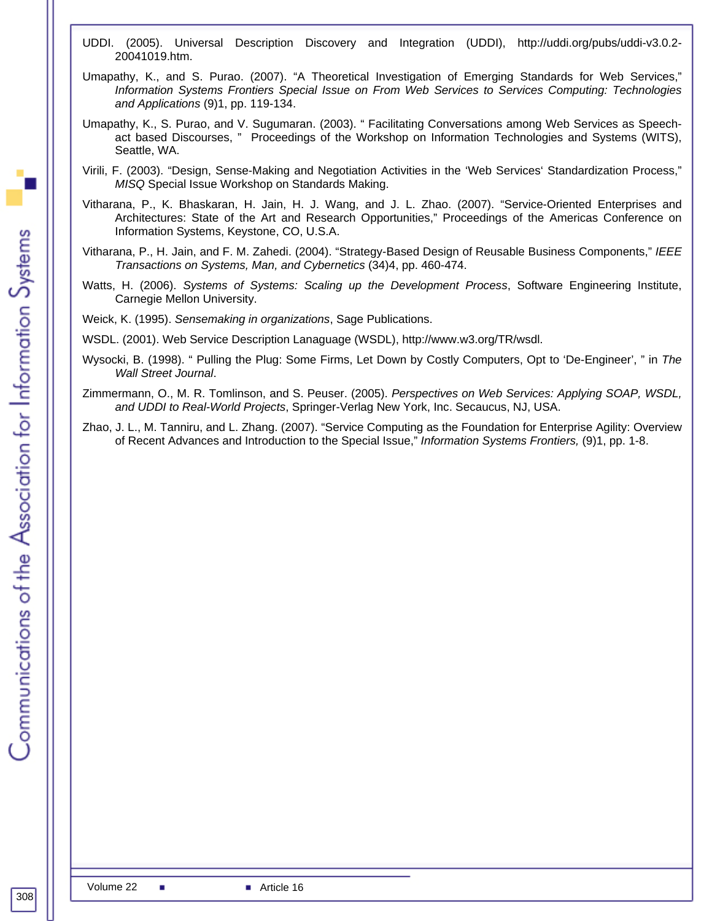UDDI. (2005). Universal Description Discovery and Integration (UDDI), http://uddi.org/pubs/uddi-v3.0.2-20041019.htm.

Umapathy, K., and S. Purao. (2007). “A Theoretical Investigation of Emerging Standards for Web Services,” *Information Systems Frontiers Special Issue on From Web Services to Services Computing: Technologies and Applications* (9)1, pp. 119-134.

Umapathy, K., S. Purao, and V. Sugumaran. (2003). “ Facilitating Conversations among Web Services as Speech-act based Discourses, ” Proceedings of the Workshop on Information Technologies and Systems (WITS), Seattle, WA.

Virili, F. (2003). “Design, Sense-Making and Negotiation Activities in the ‘Web Services‘ Standardization Process,” *MISQ* Special Issue Workshop on Standards Making.

Vitharana, P., K. Bhaskaran, H. Jain, H. J. Wang, and J. L. Zhao. (2007). “Service-Oriented Enterprises and Architectures: State of the Art and Research Opportunities,” Proceedings of the Americas Conference on Information Systems, Keystone, CO, U.S.A.

Vitharana, P., H. Jain, and F. M. Zahedi. (2004). “Strategy-Based Design of Reusable Business Components,” *IEEE Transactions on Systems, Man, and Cybernetics* (34)4, pp. 460-474.

Watts, H. (2006). *Systems of Systems: Scaling up the Development Process*, Software Engineering Institute, Carnegie Mellon University.

Weick, K. (1995). *Sensemaking in organizations*, Sage Publications.

WSDL. (2001). Web Service Description Lanaguage (WSDL), http://www.w3.org/TR/wsdl.

Wysocki, B. (1998). “ Pulling the Plug: Some Firms, Let Down by Costly Computers, Opt to ‘De-Engineer’, ” in *The Wall Street Journal*.

Zimmermann, O., M. R. Tomlinson, and S. Peuser. (2005). *Perspectives on Web Services: Applying SOAP, WSDL, and UDDI to Real-World Projects*, Springer-Verlag New York, Inc. Secaucus, NJ, USA.

Zhao, J. L., M. Tanniru, and L. Zhang. (2007). “Service Computing as the Foundation for Enterprise Agility: Overview of Recent Advances and Introduction to the Special Issue,” *Information Systems Frontiers,* (9)1, pp. 1-8.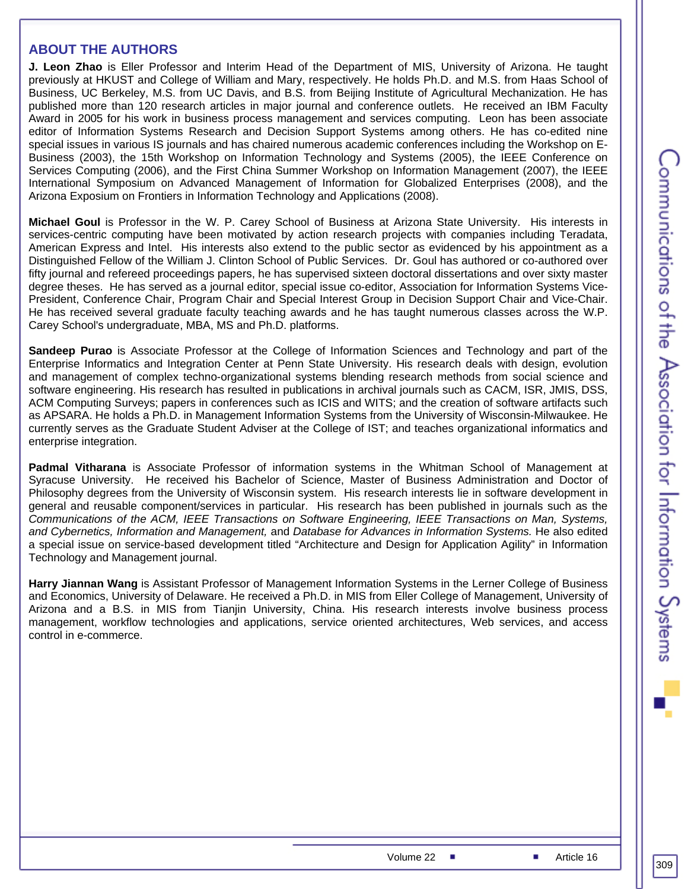## ABOUT THE AUTHORS

**J. Leon Zhao** is Eller Professor and Interim Head of the Department of MIS, University of Arizona. He taught previously at HKUST and College of William and Mary, respectively. He holds Ph.D. and M.S. from Haas School of Business, UC Berkeley, M.S. from UC Davis, and B.S. from Beijing Institute of Agricultural Mechanization. He has published more than 120 research articles in major journal and conference outlets. He received an IBM Faculty Award in 2005 for his work in business process management and services computing. Leon has been associate editor of Information Systems Research and Decision Support Systems among others. He has co-edited nine special issues in various IS journals and has chaired numerous academic conferences including the Workshop on E-Business (2003), the 15th Workshop on Information Technology and Systems (2005), the IEEE Conference on Services Computing (2006), and the First China Summer Workshop on Information Management (2007), the IEEE International Symposium on Advanced Management of Information for Globalized Enterprises (2008), and the Arizona Exposium on Frontiers in Information Technology and Applications (2008).

**Michael Goul** is Professor in the W. P. Carey School of Business at Arizona State University. His interests in services-centric computing have been motivated by action research projects with companies including Teradata, American Express and Intel. His interests also extend to the public sector as evidenced by his appointment as a Distinguished Fellow of the William J. Clinton School of Public Services. Dr. Goul has authored or co-authored over fifty journal and refereed proceedings papers, he has supervised sixteen doctoral dissertations and over sixty master degree theses. He has served as a journal editor, special issue co-editor, Association for Information Systems Vice-President, Conference Chair, Program Chair and Special Interest Group in Decision Support Chair and Vice-Chair. He has received several graduate faculty teaching awards and he has taught numerous classes across the W.P. Carey School's undergraduate, MBA, MS and Ph.D. platforms.

**Sandeep Purao** is Associate Professor at the College of Information Sciences and Technology and part of the Enterprise Informatics and Integration Center at Penn State University. His research deals with design, evolution and management of complex techno-organizational systems blending research methods from social science and software engineering. His research has resulted in publications in archival journals such as CACM, ISR, JMIS, DSS, ACM Computing Surveys; papers in conferences such as ICIS and WITS; and the creation of software artifacts such as APSARA. He holds a Ph.D. in Management Information Systems from the University of Wisconsin-Milwaukee. He currently serves as the Graduate Student Adviser at the College of IST; and teaches organizational informatics and enterprise integration.

**Padmal Vitharana** is Associate Professor of information systems in the Whitman School of Management at Syracuse University. He received his Bachelor of Science, Master of Business Administration and Doctor of Philosophy degrees from the University of Wisconsin system. His research interests lie in software development in general and reusable component/services in particular. His research has been published in journals such as the *Communications of the ACM, IEEE Transactions on Software Engineering, IEEE Transactions on Man, Systems, and Cybernetics, Information and Management,* and *Database for Advances in Information Systems.* He also edited a special issue on service-based development titled “Architecture and Design for Application Agility” in Information Technology and Management journal.

**Harry Jiannan Wang** is Assistant Professor of Management Information Systems in the Lerner College of Business and Economics, University of Delaware. He received a Ph.D. in MIS from Eller College of Management, University of Arizona and a B.S. in MIS from Tianjin University, China. His research interests involve business process management, workflow technologies and applications, service oriented architectures, Web services, and access control in e-commerce.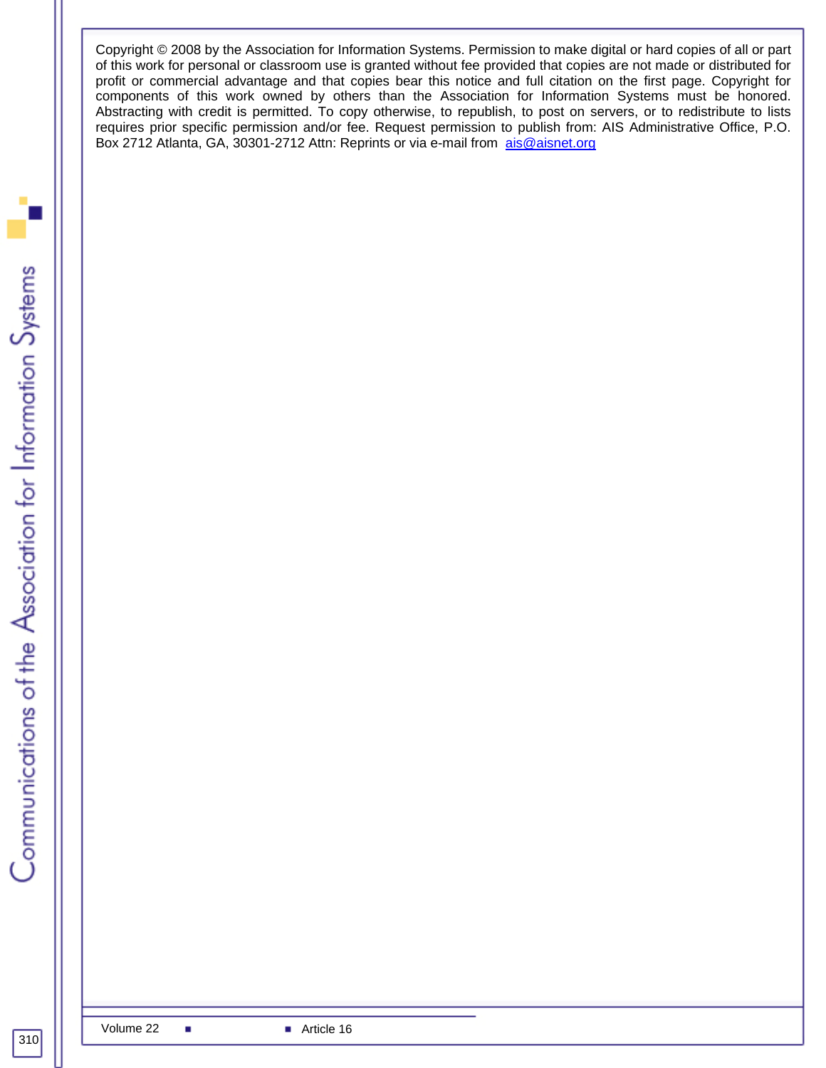Copyright © 2008 by the Association for Information Systems. Permission to make digital or hard copies of all or part of this work for personal or classroom use is granted without fee provided that copies are not made or distributed for profit or commercial advantage and that copies bear this notice and full citation on the first page. Copyright for components of this work owned by others than the Association for Information Systems must be honored. Abstracting with credit is permitted. To copy otherwise, to republish, to post on servers, or to redistribute to lists requires prior specific permission and/or fee. Request permission to publish from: AIS Administrative Office, P.O. Box 2712 Atlanta, GA, 30301-2712 Attn: Reprints or via e-mail from [ais@aisnet.org](mailto:ais@aisnet.org)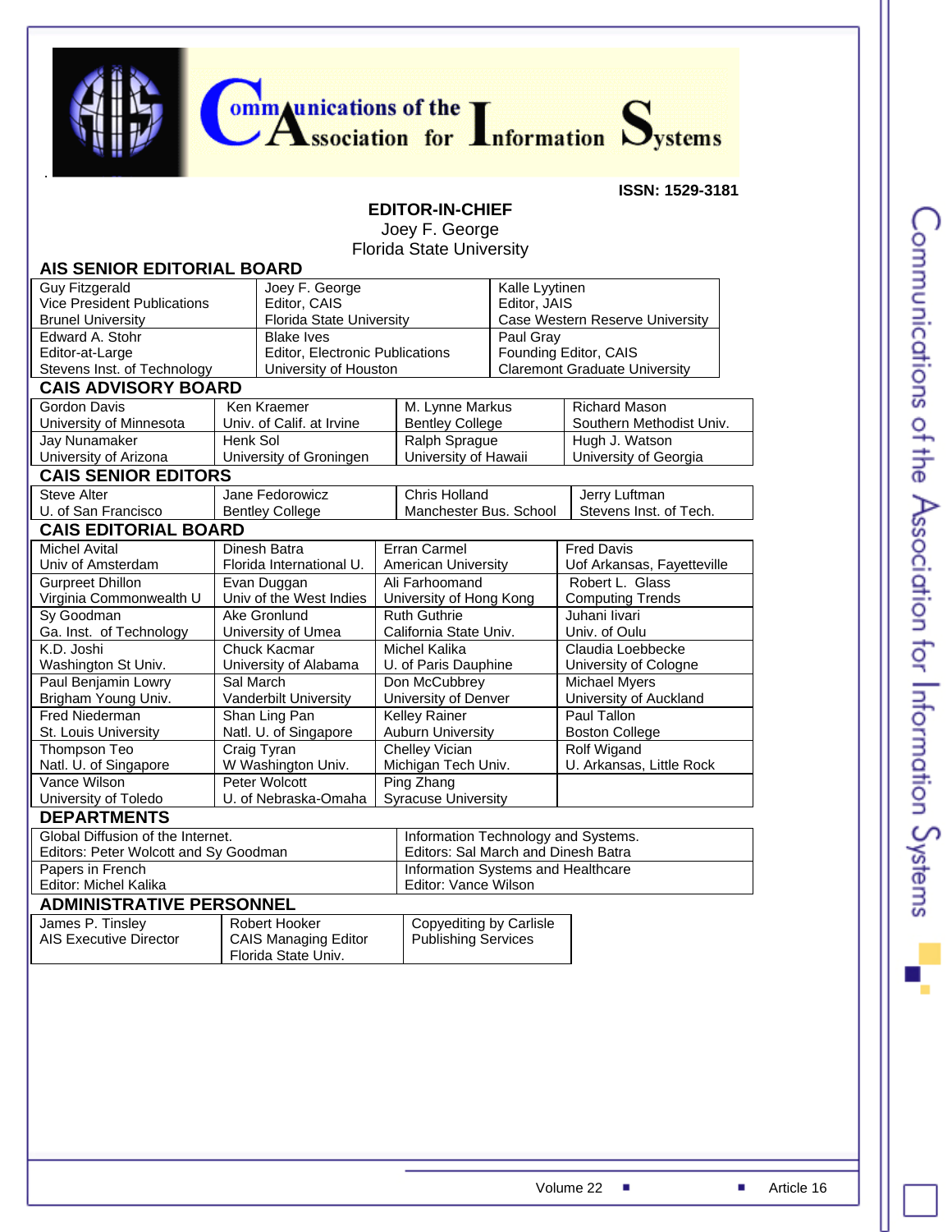# Communications of the Association for Information Systems

ISSN: 1529-3181

**EDITOR-IN-CHIEF**
Joey F. George
Florida State University

## AIS SENIOR EDITORIAL BOARD

| | | |
|---|---|---|
| Guy Fitzgerald<br>Vice President Publications<br>Brunel University | Joey F. George<br>Editor, CAIS<br>Florida State University | Kalle Lyytinen<br>Editor, JAIS<br>Case Western Reserve University |
| Edward A. Stohr<br>Editor-at-Large<br>Stevens Inst. of Technology | Blake Ives<br>Editor, Electronic Publications<br>University of Houston | Paul Gray<br>Founding Editor, CAIS<br>Claremont Graduate University |

## CAIS ADVISORY BOARD

| | | | |
|---|---|---|---|
| Gordon Davis<br>University of Minnesota | Ken Kraemer<br>Univ. of Calif. at Irvine | M. Lynne Markus<br>Bentley College | Richard Mason<br>Southern Methodist Univ. |
| Jay Nunamaker<br>University of Arizona | Henk Sol<br>University of Groningen | Ralph Sprague<br>University of Hawaii | Hugh J. Watson<br>University of Georgia |

## CAIS SENIOR EDITORS

| | | | |
|---|---|---|---|
| Steve Alter<br>U. of San Francisco | Jane Fedorowicz<br>Bentley College | Chris Holland<br>Manchester Bus. School | Jerry Luftman<br>Stevens Inst. of Tech. |

## CAIS EDITORIAL BOARD

| | | | |
|---|---|---|---|
| Michel Avital<br>Univ of Amsterdam | Dinesh Batra<br>Florida International U. | Erran Carmel<br>American University | Fred Davis<br>Uof Arkansas, Fayetteville |
| Gurpreet Dhillon<br>Virginia Commonwealth U | Evan Duggan<br>Univ of the West Indies | Ali Farhoomand<br>University of Hong Kong | Robert L. Glass<br>Computing Trends |
| Sy Goodman<br>Ga. Inst. of Technology | Ake Gronlund<br>University of Umea | Ruth Guthrie<br>California State Univ. | Juhani Iivari<br>Univ. of Oulu |
| K.D. Joshi<br>Washington St Univ. | Chuck Kacmar<br>University of Alabama | Michel Kalika<br>U. of Paris Dauphine | Claudia Loebbecke<br>University of Cologne |
| Paul Benjamin Lowry<br>Brigham Young Univ. | Sal March<br>Vanderbilt University | Don McCubbrey<br>University of Denver | Michael Myers<br>University of Auckland |
| Fred Niederman<br>St. Louis University | Shan Ling Pan<br>Natl. U. of Singapore | Kelley Rainer<br>Auburn University | Paul Tallon<br>Boston College |
| Thompson Teo<br>Natl. U. of Singapore | Craig Tyran<br>W Washington Univ. | Chelley Vician<br>Michigan Tech Univ. | Rolf Wigand<br>U. Arkansas, Little Rock |
| Vance Wilson<br>University of Toledo | Peter Wolcott<br>U. of Nebraska-Omaha | Ping Zhang<br>Syracuse University | |

## DEPARTMENTS

| | |
|---|---|
| Global Diffusion of the Internet.<br>Editors: Peter Wolcott and Sy Goodman | Information Technology and Systems.<br>Editors: Sal March and Dinesh Batra |
| Papers in French<br>Editor: Michel Kalika | Information Systems and Healthcare<br>Editor: Vance Wilson |

## ADMINISTRATIVE PERSONNEL

| | | |
|---|---|---|
| James P. Tinsley<br>AIS Executive Director | Robert Hooker<br>CAIS Managing Editor<br>Florida State Univ. | Copyediting by Carlisle Publishing Services |